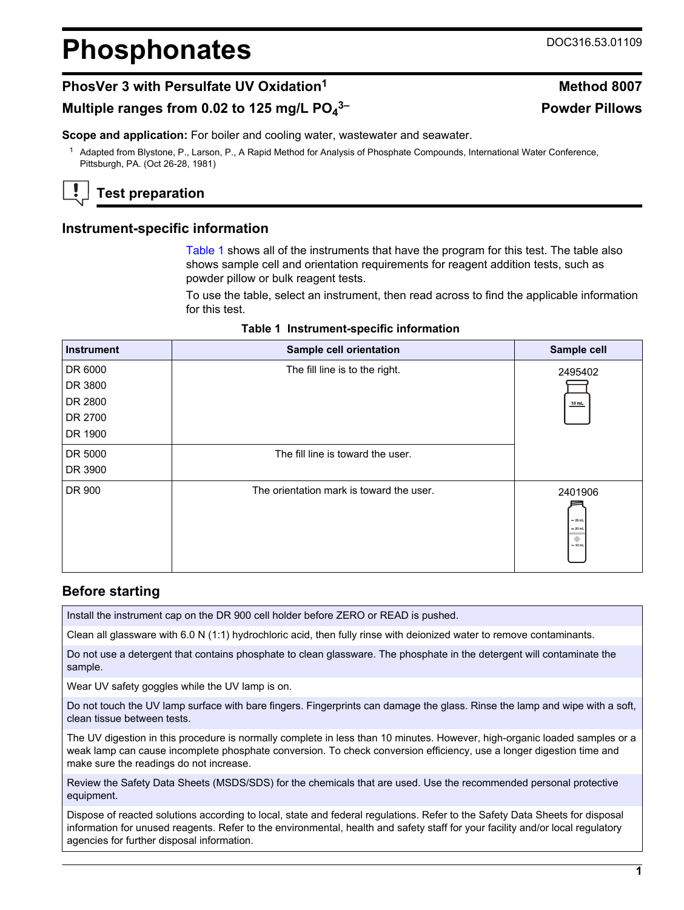# Phosphonates

DOC316.53.01109

## PhosVer 3 with Persulfate UV Oxidation[1]

**Method 8007**

## Multiple ranges from 0.02 to 125 mg/L $PO_4^{3-}$

**Powder Pillows**

**Scope and application:** For boiler and cooling water, wastewater and seawater.

[1] Adapted from Blystone, P., Larson, P., A Rapid Method for Analysis of Phosphate Compounds, International Water Conference, Pittsburgh, PA. (Oct 26-28, 1981)

## Test preparation

### Instrument-specific information

Table 1 shows all of the instruments that have the program for this test. The table also shows sample cell and orientation requirements for reagent addition tests, such as powder pillow or bulk reagent tests.

To use the table, select an instrument, then read across to find the applicable information for this test.

**Table 1 Instrument-specific information**

| Instrument | Sample cell orientation | Sample cell |
|---|---|---|
| DR 6000<br>DR 3800<br>DR 2800<br>DR 2700<br>DR 1900 | The fill line is to the right. | 2495402 |
| DR 5000<br>DR 3900 | The fill line is toward the user. | |
| DR 900 | The orientation mark is toward the user. | 2401906 |

### Before starting

Install the instrument cap on the DR 900 cell holder before ZERO or READ is pushed.

Clean all glassware with 6.0 N (1:1) hydrochloric acid, then fully rinse with deionized water to remove contaminants.

Do not use a detergent that contains phosphate to clean glassware. The phosphate in the detergent will contaminate the sample.

Wear UV safety goggles while the UV lamp is on.

Do not touch the UV lamp surface with bare fingers. Fingerprints can damage the glass. Rinse the lamp and wipe with a soft, clean tissue between tests.

The UV digestion in this procedure is normally complete in less than 10 minutes. However, high-organic loaded samples or a weak lamp can cause incomplete phosphate conversion. To check conversion efficiency, use a longer digestion time and make sure the readings do not increase.

Review the Safety Data Sheets (MSDS/SDS) for the chemicals that are used. Use the recommended personal protective equipment.

Dispose of reacted solutions according to local, state and federal regulations. Refer to the Safety Data Sheets for disposal information for unused reagents. Refer to the environmental, health and safety staff for your facility and/or local regulatory agencies for further disposal information.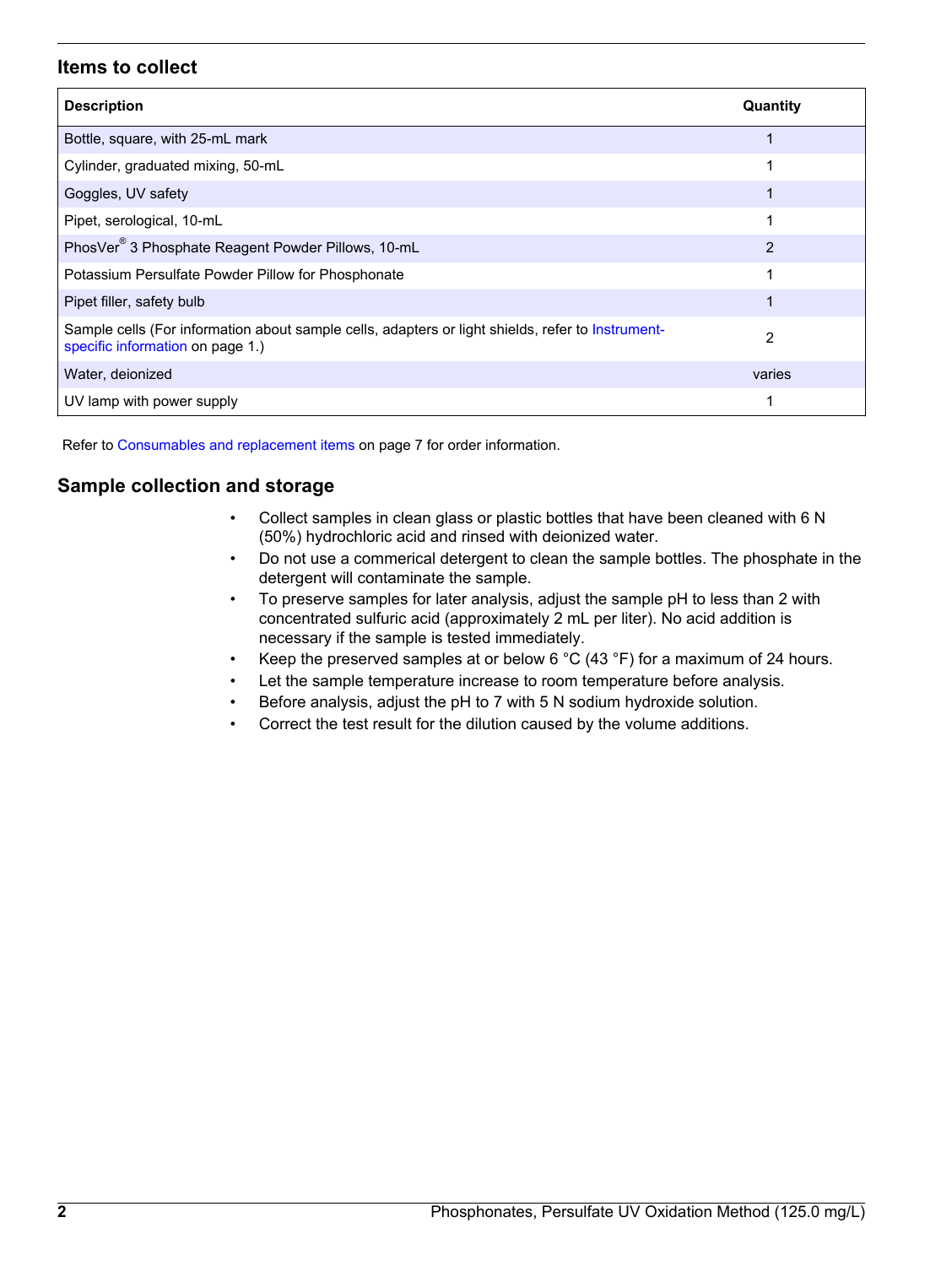## Items to collect

| Description | Quantity |
|---|---|
| Bottle, square, with 25-mL mark | 1 |
| Cylinder, graduated mixing, 50-mL | 1 |
| Goggles, UV safety | 1 |
| Pipet, serological, 10-mL | 1 |
| PhosVer® 3 Phosphate Reagent Powder Pillows, 10-mL | 2 |
| Potassium Persulfate Powder Pillow for Phosphonate | 1 |
| Pipet filler, safety bulb | 1 |
| Sample cells (For information about sample cells, adapters or light shields, refer to Instrument-specific information on page 1.) | 2 |
| Water, deionized | varies |
| UV lamp with power supply | 1 |

Refer to Consumables and replacement items on page 7 for order information.

## Sample collection and storage

- Collect samples in clean glass or plastic bottles that have been cleaned with 6 N (50%) hydrochloric acid and rinsed with deionized water.
- Do not use a commerical detergent to clean the sample bottles. The phosphate in the detergent will contaminate the sample.
- To preserve samples for later analysis, adjust the sample pH to less than 2 with concentrated sulfuric acid (approximately 2 mL per liter). No acid addition is necessary if the sample is tested immediately.
- Keep the preserved samples at or below 6 °C (43 °F) for a maximum of 24 hours.
- Let the sample temperature increase to room temperature before analysis.
- Before analysis, adjust the pH to 7 with 5 N sodium hydroxide solution.
- Correct the test result for the dilution caused by the volume additions.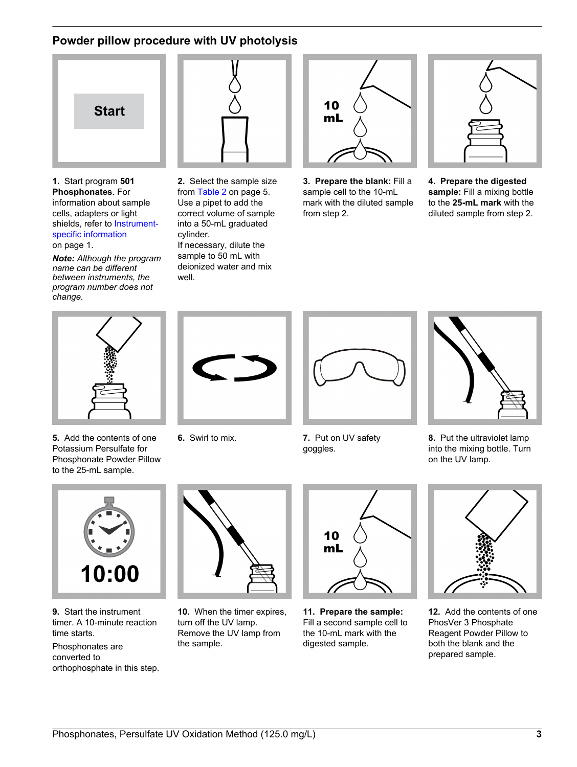## Powder pillow procedure with UV photolysis

**1.** Start program **501 Phosphonates**. For information about sample cells, adapters or light shields, refer to Instrument-specific information on page 1.

***Note:** Although the program name can be different between instruments, the program number does not change.*

**2.** Select the sample size from Table 2 on page 5. Use a pipet to add the correct volume of sample into a 50-mL graduated cylinder.

If necessary, dilute the sample to 50 mL with deionized water and mix well.

**3. Prepare the blank:** Fill a sample cell to the 10-mL mark with the diluted sample from step 2.

**4. Prepare the digested sample:** Fill a mixing bottle to the **25-mL mark** with the diluted sample from step 2.

**5.** Add the contents of one Potassium Persulfate for Phosphonate Powder Pillow to the 25-mL sample.

**6.** Swirl to mix.

**7.** Put on UV safety goggles.

**8.** Put the ultraviolet lamp into the mixing bottle. Turn on the UV lamp.

**9.** Start the instrument timer. A 10-minute reaction time starts.

Phosphonates are converted to orthophosphate in this step.

**10.** When the timer expires, turn off the UV lamp. Remove the UV lamp from the sample.

**11. Prepare the sample:** Fill a second sample cell to the 10-mL mark with the digested sample.

**12.** Add the contents of one PhosVer 3 Phosphate Reagent Powder Pillow to both the blank and the prepared sample.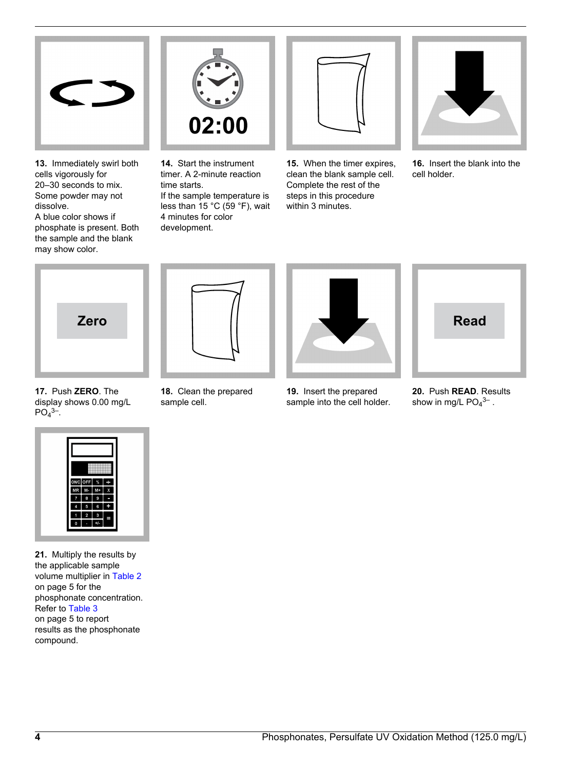**13.** Immediately swirl both cells vigorously for 20–30 seconds to mix. Some powder may not dissolve.
A blue color shows if phosphate is present. Both the sample and the blank may show color.

**14.** Start the instrument timer. A 2-minute reaction time starts.
If the sample temperature is less than 15 °C (59 °F), wait 4 minutes for color development.

**15.** When the timer expires, clean the blank sample cell. Complete the rest of the steps in this procedure within 3 minutes.

**16.** Insert the blank into the cell holder.

**17.** Push **ZERO**. The display shows 0.00 mg/L $PO_4^{3-}$.

**18.** Clean the prepared sample cell.

**19.** Insert the prepared sample into the cell holder.

**20.** Push **READ**. Results show in mg/L $PO_4^{3-}$ .

**21.** Multiply the results by the applicable sample volume multiplier in Table 2 on page 5 for the phosphonate concentration. Refer to Table 3 on page 5 to report results as the phosphonate compound.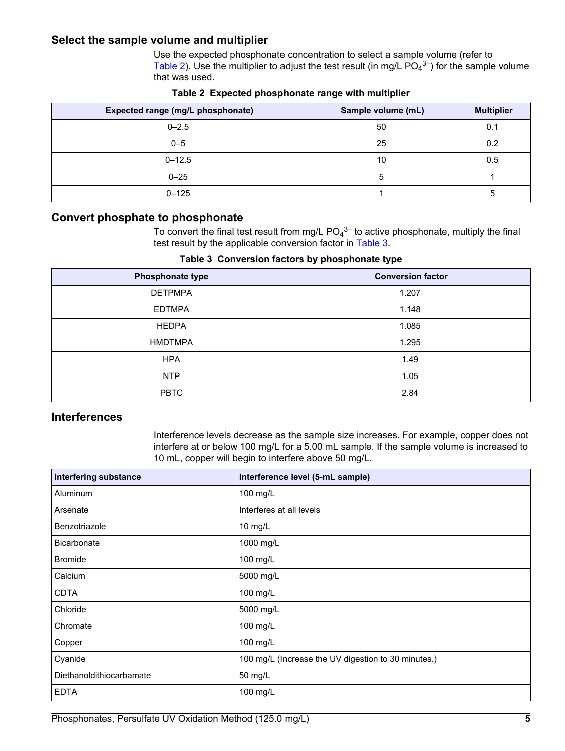## Select the sample volume and multiplier

Use the expected phosphonate concentration to select a sample volume (refer to Table 2). Use the multiplier to adjust the test result (in mg/L $PO_4^{3-}$) for the sample volume that was used.

**Table 2 Expected phosphonate range with multiplier**

| Expected range (mg/L phosphonate) | Sample volume (mL) | Multiplier |
|---|---|---|
| 0–2.5 | 50 | 0.1 |
| 0–5 | 25 | 0.2 |
| 0–12.5 | 10 | 0.5 |
| 0–25 | 5 | 1 |
| 0–125 | 1 | 5 |

## Convert phosphate to phosphonate

To convert the final test result from mg/L $PO_4^{3-}$ to active phosphonate, multiply the final test result by the applicable conversion factor in Table 3.

**Table 3 Conversion factors by phosphonate type**

| Phosphonate type | Conversion factor |
|---|---|
| DETPMPA | 1.207 |
| EDTMPA | 1.148 |
| HEDPA | 1.085 |
| HMDTMPA | 1.295 |
| HPA | 1.49 |
| NTP | 1.05 |
| PBTC | 2.84 |

## Interferences

Interference levels decrease as the sample size increases. For example, copper does not interfere at or below 100 mg/L for a 5.00 mL sample. If the sample volume is increased to 10 mL, copper will begin to interfere above 50 mg/L.

| Interfering substance | Interference level (5-mL sample) |
|---|---|
| Aluminum | 100 mg/L |
| Arsenate | Interferes at all levels |
| Benzotriazole | 10 mg/L |
| Bicarbonate | 1000 mg/L |
| Bromide | 100 mg/L |
| Calcium | 5000 mg/L |
| CDTA | 100 mg/L |
| Chloride | 5000 mg/L |
| Chromate | 100 mg/L |
| Copper | 100 mg/L |
| Cyanide | 100 mg/L (Increase the UV digestion to 30 minutes.) |
| Diethanoldithiocarbamate | 50 mg/L |
| EDTA | 100 mg/L |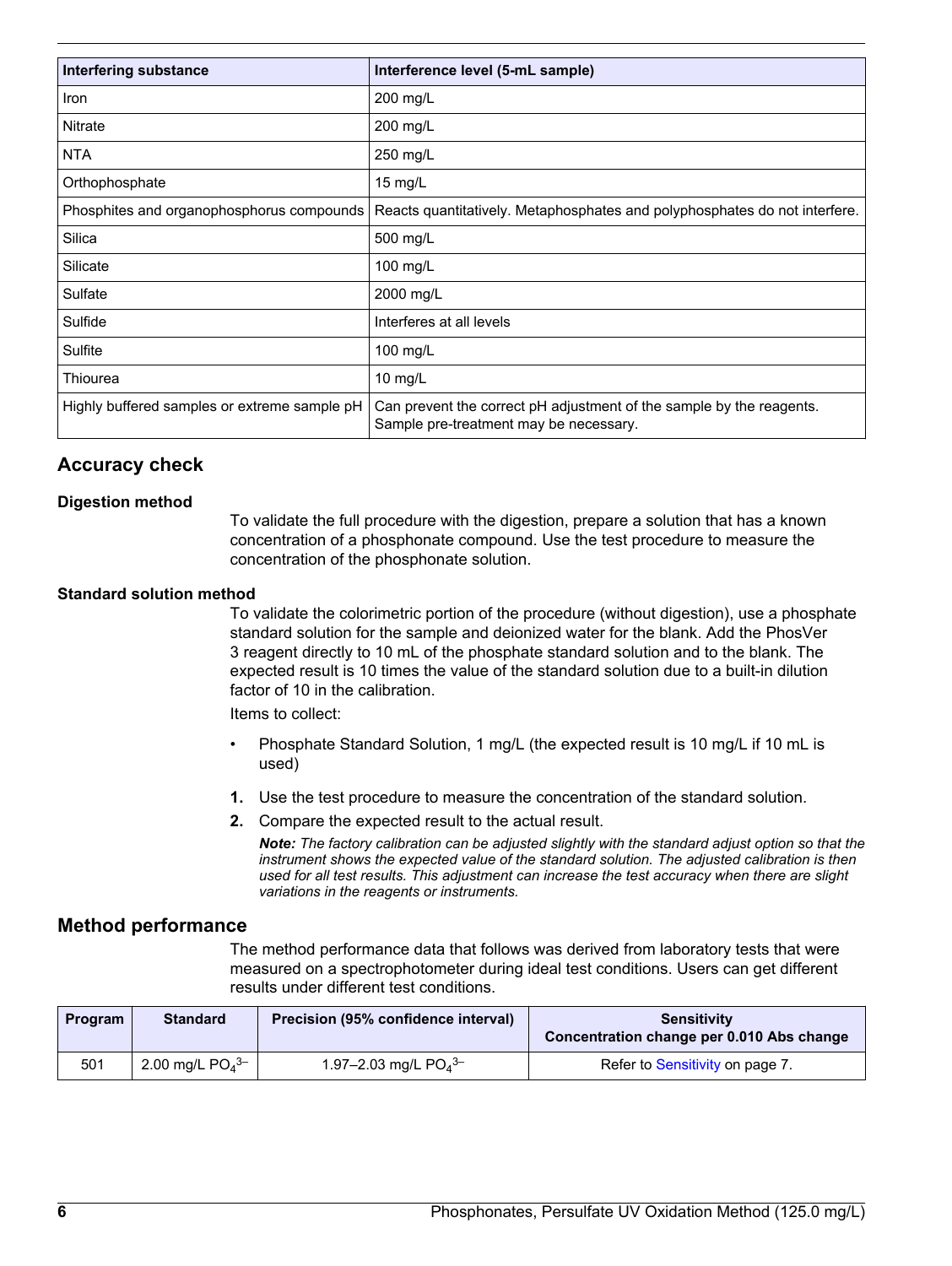| Interfering substance | Interference level (5-mL sample) |
| --- | --- |
| Iron | 200 mg/L |
| Nitrate | 200 mg/L |
| NTA | 250 mg/L |
| Orthophosphate | 15 mg/L |
| Phosphites and organophosphorus compounds | Reacts quantitatively. Metaphosphates and polyphosphates do not interfere. |
| Silica | 500 mg/L |
| Silicate | 100 mg/L |
| Sulfate | 2000 mg/L |
| Sulfide | Interferes at all levels |
| Sulfite | 100 mg/L |
| Thiourea | 10 mg/L |
| Highly buffered samples or extreme sample pH | Can prevent the correct pH adjustment of the sample by the reagents. Sample pre-treatment may be necessary. |

## Accuracy check

### Digestion method

To validate the full procedure with the digestion, prepare a solution that has a known concentration of a phosphonate compound. Use the test procedure to measure the concentration of the phosphonate solution.

### Standard solution method

To validate the colorimetric portion of the procedure (without digestion), use a phosphate standard solution for the sample and deionized water for the blank. Add the PhosVer 3 reagent directly to 10 mL of the phosphate standard solution and to the blank. The expected result is 10 times the value of the standard solution due to a built-in dilution factor of 10 in the calibration.

Items to collect:

- Phosphate Standard Solution, 1 mg/L (the expected result is 10 mg/L if 10 mL is used)

1. Use the test procedure to measure the concentration of the standard solution.
2. Compare the expected result to the actual result.

   ***Note:*** *The factory calibration can be adjusted slightly with the standard adjust option so that the instrument shows the expected value of the standard solution. The adjusted calibration is then used for all test results. This adjustment can increase the test accuracy when there are slight variations in the reagents or instruments.*

## Method performance

The method performance data that follows was derived from laboratory tests that were measured on a spectrophotometer during ideal test conditions. Users can get different results under different test conditions.

| Program | Standard | Precision (95% confidence interval) | Sensitivity Concentration change per 0.010 Abs change |
| --- | --- | --- | --- |
| 501 | 2.00 mg/L $PO_4^{3-}$ | 1.97–2.03 mg/L $PO_4^{3-}$ | Refer to Sensitivity on page 7. |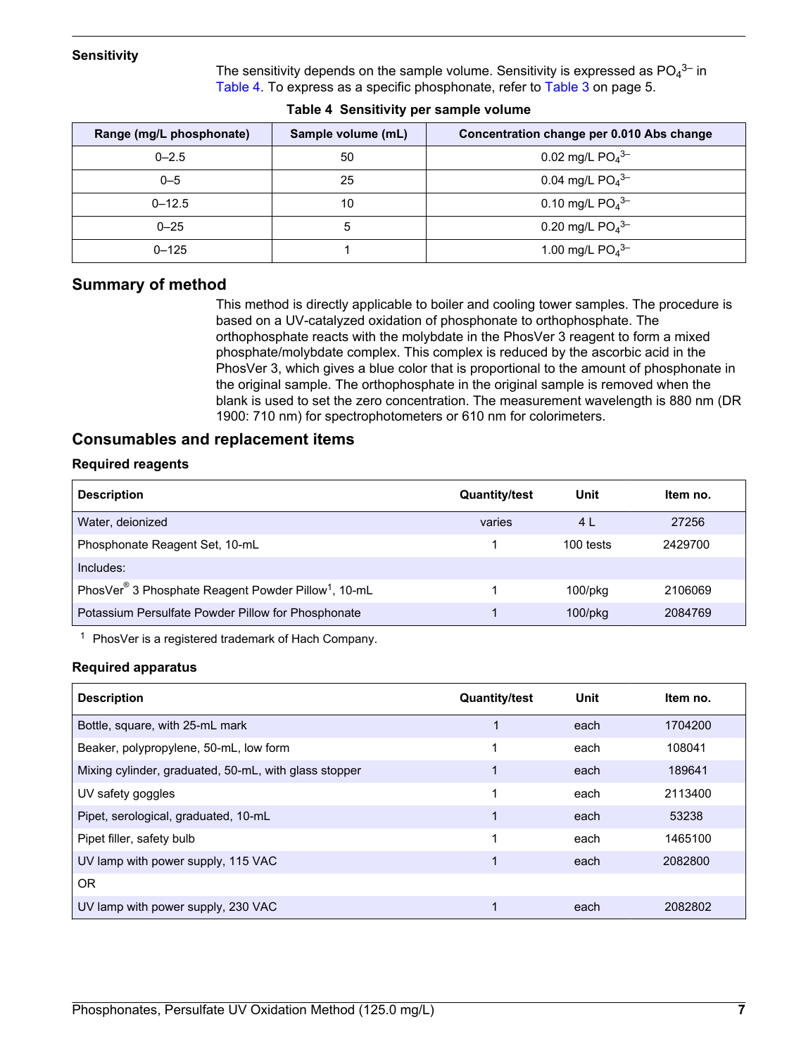### Sensitivity

The sensitivity depends on the sample volume. Sensitivity is expressed as $PO_4^{3-}$ in Table 4. To express as a specific phosphonate, refer to Table 3 on page 5.

**Table 4 Sensitivity per sample volume**

| Range (mg/L phosphonate) | Sample volume (mL) | Concentration change per 0.010 Abs change |
|---|---|---|
| 0–2.5 | 50 | 0.02 mg/L $PO_4^{3-}$ |
| 0–5 | 25 | 0.04 mg/L $PO_4^{3-}$ |
| 0–12.5 | 10 | 0.10 mg/L $PO_4^{3-}$ |
| 0–25 | 5 | 0.20 mg/L $PO_4^{3-}$ |
| 0–125 | 1 | 1.00 mg/L $PO_4^{3-}$ |

## Summary of method

This method is directly applicable to boiler and cooling tower samples. The procedure is based on a UV-catalyzed oxidation of phosphonate to orthophosphate. The orthophosphate reacts with the molybdate in the PhosVer 3 reagent to form a mixed phosphate/molybdate complex. This complex is reduced by the ascorbic acid in the PhosVer 3, which gives a blue color that is proportional to the amount of phosphonate in the original sample. The orthophosphate in the original sample is removed when the blank is used to set the zero concentration. The measurement wavelength is 880 nm (DR 1900: 710 nm) for spectrophotometers or 610 nm for colorimeters.

## Consumables and replacement items

### Required reagents

| Description | Quantity/test | Unit | Item no. |
|---|---|---|---|
| Water, deionized | varies | 4 L | 27256 |
| Phosphonate Reagent Set, 10-mL | 1 | 100 tests | 2429700 |
| Includes: | | | |
| PhosVer® 3 Phosphate Reagent Powder Pillow[1], 10-mL | 1 | 100/pkg | 2106069 |
| Potassium Persulfate Powder Pillow for Phosphonate | 1 | 100/pkg | 2084769 |

[1] PhosVer is a registered trademark of Hach Company.

### Required apparatus

| Description | Quantity/test | Unit | Item no. |
|---|---|---|---|
| Bottle, square, with 25-mL mark | 1 | each | 1704200 |
| Beaker, polypropylene, 50-mL, low form | 1 | each | 108041 |
| Mixing cylinder, graduated, 50-mL, with glass stopper | 1 | each | 189641 |
| UV safety goggles | 1 | each | 2113400 |
| Pipet, serological, graduated, 10-mL | 1 | each | 53238 |
| Pipet filler, safety bulb | 1 | each | 1465100 |
| UV lamp with power supply, 115 VAC | 1 | each | 2082800 |
| OR | | | |
| UV lamp with power supply, 230 VAC | 1 | each | 2082802 |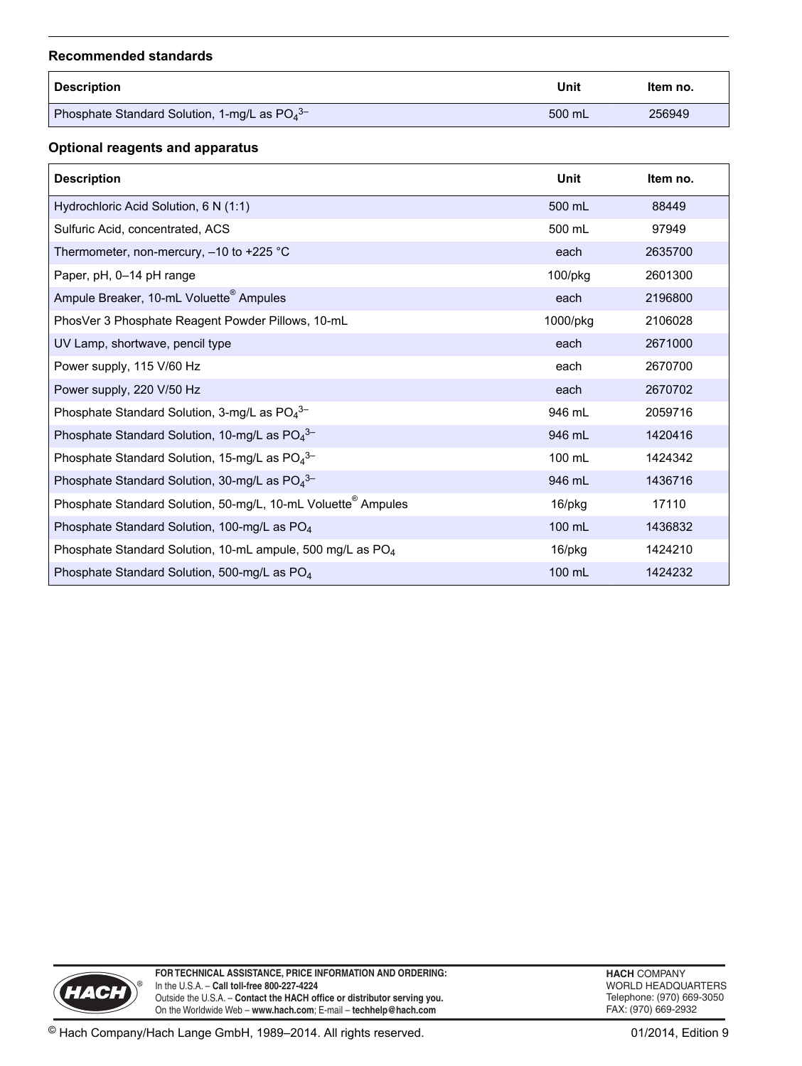### Recommended standards

| Description | Unit | Item no. |
|---|---|---|
| Phosphate Standard Solution, 1-mg/L as $PO_4^{3-}$ | 500 mL | 256949 |

### Optional reagents and apparatus

| Description | Unit | Item no. |
|---|---|---|
| Hydrochloric Acid Solution, 6 N (1:1) | 500 mL | 88449 |
| Sulfuric Acid, concentrated, ACS | 500 mL | 97949 |
| Thermometer, non-mercury, –10 to +225 °C | each | 2635700 |
| Paper, pH, 0–14 pH range | 100/pkg | 2601300 |
| Ampule Breaker, 10-mL Voluette® Ampules | each | 2196800 |
| PhosVer 3 Phosphate Reagent Powder Pillows, 10-mL | 1000/pkg | 2106028 |
| UV Lamp, shortwave, pencil type | each | 2671000 |
| Power supply, 115 V/60 Hz | each | 2670700 |
| Power supply, 220 V/50 Hz | each | 2670702 |
| Phosphate Standard Solution, 3-mg/L as $PO_4^{3-}$ | 946 mL | 2059716 |
| Phosphate Standard Solution, 10-mg/L as $PO_4^{3-}$ | 946 mL | 1420416 |
| Phosphate Standard Solution, 15-mg/L as $PO_4^{3-}$ | 100 mL | 1424342 |
| Phosphate Standard Solution, 30-mg/L as $PO_4^{3-}$ | 946 mL | 1436716 |
| Phosphate Standard Solution, 50-mg/L, 10-mL Voluette® Ampules | 16/pkg | 17110 |
| Phosphate Standard Solution, 100-mg/L as $PO_4$ | 100 mL | 1436832 |
| Phosphate Standard Solution, 10-mL ampule, 500 mg/L as $PO_4$ | 16/pkg | 1424210 |
| Phosphate Standard Solution, 500-mg/L as $PO_4$ | 100 mL | 1424232 |

**FOR TECHNICAL ASSISTANCE, PRICE INFORMATION AND ORDERING:**
In the U.S.A. – **Call toll-free 800-227-4224**
Outside the U.S.A. – **Contact the HACH office or distributor serving you.**
On the Worldwide Web – **www.hach.com**; E-mail – **techhelp@hach.com**

**HACH** COMPANY
WORLD HEADQUARTERS
Telephone: (970) 669-3050
FAX: (970) 669-2932

© Hach Company/Hach Lange GmbH, 1989–2014. All rights reserved.

01/2014, Edition 9